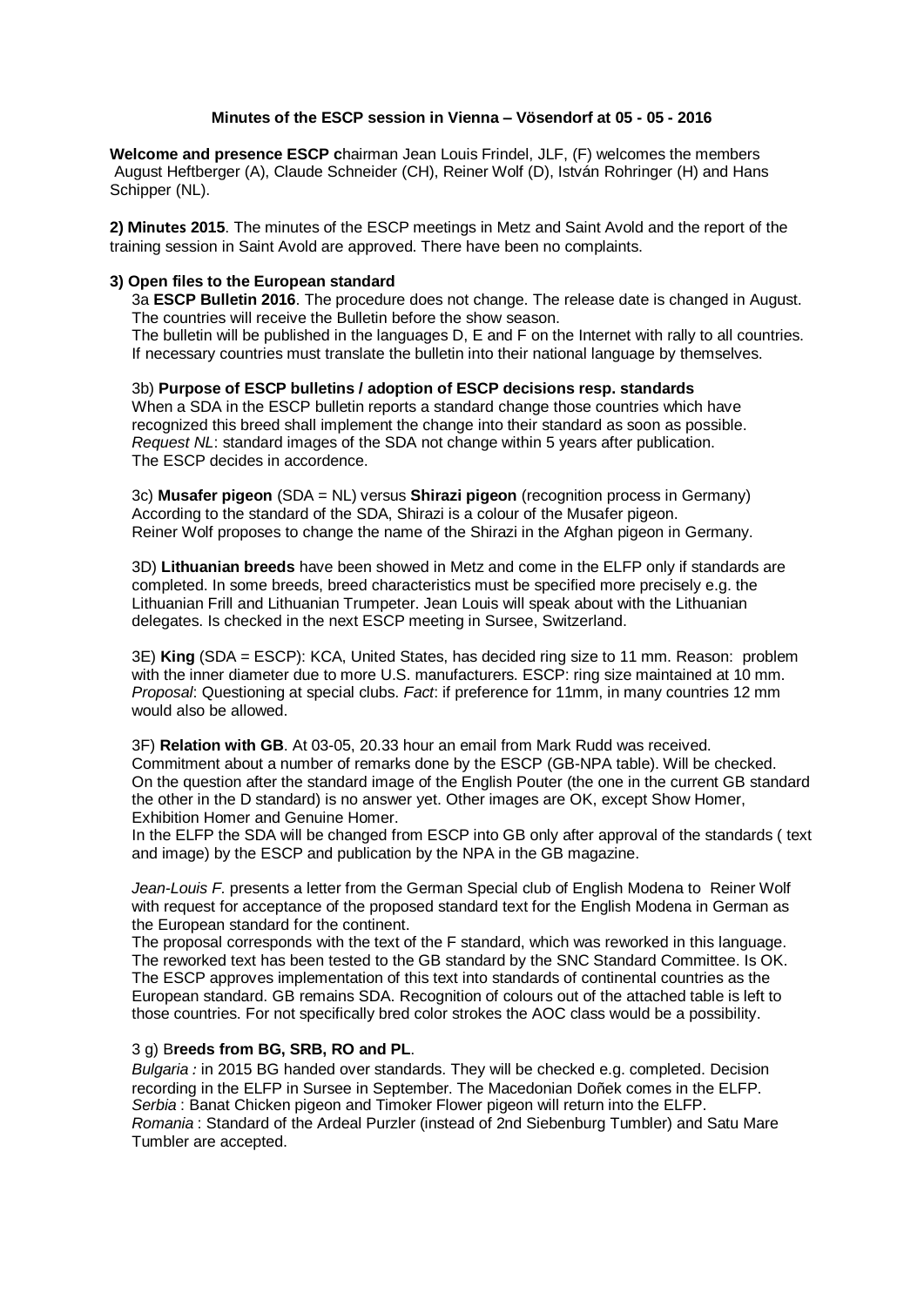**Minutes of the ESCP session in Vienna – Vösendorf at 05 - 05 - 2016**

**Welcome and presence ESCP c**hairman Jean Louis Frindel, JLF, (F) welcomes the members August Heftberger (A), Claude Schneider (CH), Reiner Wolf (D), István Rohringer (H) and Hans Schipper (NL).

**2) Minutes 2015**. The minutes of the ESCP meetings in Metz and Saint Avold and the report of the training session in Saint Avold are approved. There have been no complaints.

**3) Open files to the European standard**

3a **ESCP Bulletin 2016**. The procedure does not change. The release date is changed in August. The countries will receive the Bulletin before the show season.
The bulletin will be published in the languages D, E and F on the Internet with rally to all countries. If necessary countries must translate the bulletin into their national language by themselves.

3b) **Purpose of ESCP bulletins / adoption of ESCP decisions resp. standards**
When a SDA in the ESCP bulletin reports a standard change those countries which have recognized this breed shall implement the change into their standard as soon as possible.
*Request NL*: standard images of the SDA not change within 5 years after publication.
The ESCP decides in accordence.

3c) **Musafer pigeon** (SDA = NL) versus **Shirazi pigeon** (recognition process in Germany)
According to the standard of the SDA, Shirazi is a colour of the Musafer pigeon.
Reiner Wolf proposes to change the name of the Shirazi in the Afghan pigeon in Germany.

3D) **Lithuanian breeds** have been showed in Metz and come in the ELFP only if standards are completed. In some breeds, breed characteristics must be specified more precisely e.g. the Lithuanian Frill and Lithuanian Trumpeter. Jean Louis will speak about with the Lithuanian delegates. Is checked in the next ESCP meeting in Sursee, Switzerland.

3E) **King** (SDA = ESCP): KCA, United States, has decided ring size to 11 mm. Reason: problem with the inner diameter due to more U.S. manufacturers. ESCP: ring size maintained at 10 mm. *Proposal*: Questioning at special clubs. *Fact*: if preference for 11mm, in many countries 12 mm would also be allowed.

3F) **Relation with GB**. At 03-05, 20.33 hour an email from Mark Rudd was received. Commitment about a number of remarks done by the ESCP (GB-NPA table). Will be checked. On the question after the standard image of the English Pouter (the one in the current GB standard the other in the D standard) is no answer yet. Other images are OK, except Show Homer, Exhibition Homer and Genuine Homer.
In the ELFP the SDA will be changed from ESCP into GB only after approval of the standards ( text and image) by the ESCP and publication by the NPA in the GB magazine.

*Jean-Louis F.* presents a letter from the German Special club of English Modena to Reiner Wolf with request for acceptance of the proposed standard text for the English Modena in German as the European standard for the continent.
The proposal corresponds with the text of the F standard, which was reworked in this language. The reworked text has been tested to the GB standard by the SNC Standard Committee. Is OK. The ESCP approves implementation of this text into standards of continental countries as the European standard. GB remains SDA. Recognition of colours out of the attached table is left to those countries. For not specifically bred color strokes the AOC class would be a possibility.

3 g) B**reeds from BG, SRB, RO and PL**.
*Bulgaria :* in 2015 BG handed over standards. They will be checked e.g. completed. Decision recording in the ELFP in Sursee in September. The Macedonian Doñek comes in the ELFP.
*Serbia* : Banat Chicken pigeon and Timoker Flower pigeon will return into the ELFP.
*Romania* : Standard of the Ardeal Purzler (instead of 2nd Siebenburg Tumbler) and Satu Mare Tumbler are accepted.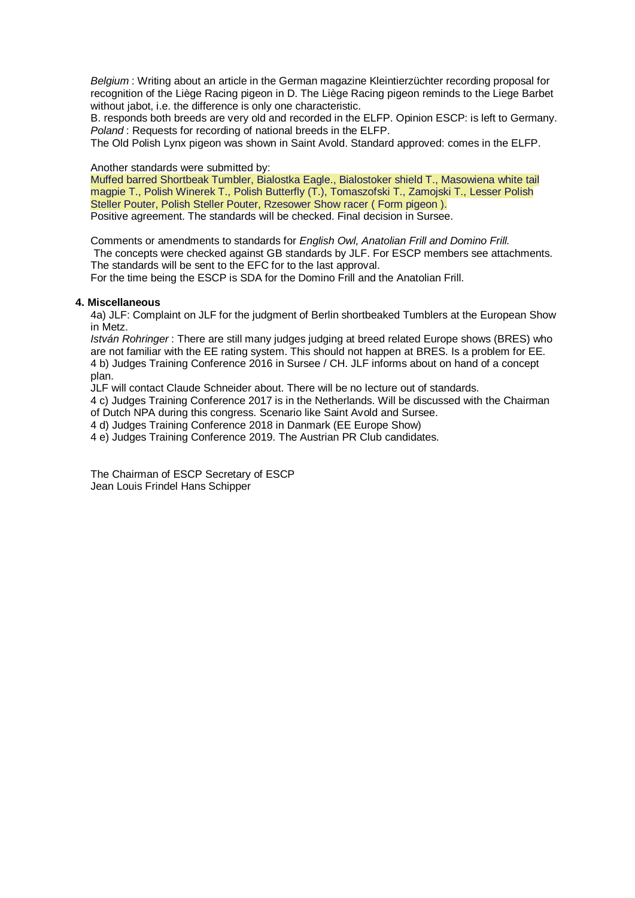*Belgium* : Writing about an article in the German magazine Kleintierzüchter recording proposal for recognition of the Liège Racing pigeon in D. The Liège Racing pigeon reminds to the Liege Barbet without jabot, i.e. the difference is only one characteristic.
B. responds both breeds are very old and recorded in the ELFP. Opinion ESCP: is left to Germany.
*Poland* : Requests for recording of national breeds in the ELFP.
The Old Polish Lynx pigeon was shown in Saint Avold. Standard approved: comes in the ELFP.

Another standards were submitted by:
Muffed barred Shortbeak Tumbler, Bialostka Eagle., Bialostoker shield T., Masowiena white tail magpie T., Polish Winerek T., Polish Butterfly (T.), Tomaszofski T., Zamojski T., Lesser Polish Steller Pouter, Polish Steller Pouter, Rzesower Show racer ( Form pigeon ).
Positive agreement. The standards will be checked. Final decision in Sursee.

Comments or amendments to standards for *English Owl, Anatolian Frill and Domino Frill.*
The concepts were checked against GB standards by JLF. For ESCP members see attachments. The standards will be sent to the EFC for to the last approval.
For the time being the ESCP is SDA for the Domino Frill and the Anatolian Frill.

**4. Miscellaneous**

4a) JLF: Complaint on JLF for the judgment of Berlin shortbeaked Tumblers at the European Show in Metz.
*István Rohringer* : There are still many judges judging at breed related Europe shows (BRES) who are not familiar with the EE rating system. This should not happen at BRES. Is a problem for EE.
4 b) Judges Training Conference 2016 in Sursee / CH. JLF informs about on hand of a concept plan.
JLF will contact Claude Schneider about. There will be no lecture out of standards.
4 c) Judges Training Conference 2017 is in the Netherlands. Will be discussed with the Chairman of Dutch NPA during this congress. Scenario like Saint Avold and Sursee.
4 d) Judges Training Conference 2018 in Danmark (EE Europe Show)
4 e) Judges Training Conference 2019. The Austrian PR Club candidates.

The Chairman of ESCP Secretary of ESCP
Jean Louis Frindel Hans Schipper